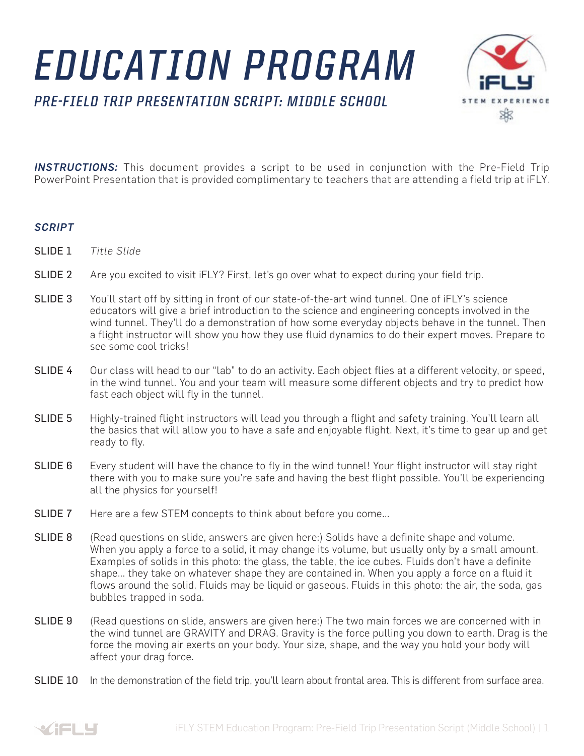# EDUCATION PROGRAM

## PRE-FIELD TRIP PRESENTATION SCRIPT: MIDDLE SCHOOL

***INSTRUCTIONS:*** This document provides a script to be used in conjunction with the Pre-Field Trip PowerPoint Presentation that is provided complimentary to teachers that are attending a field trip at iFLY.

### *SCRIPT*

SLIDE 1 *Title Slide*

SLIDE 2 Are you excited to visit iFLY? First, let's go over what to expect during your field trip.

SLIDE 3 You'll start off by sitting in front of our state-of-the-art wind tunnel. One of iFLY's science educators will give a brief introduction to the science and engineering concepts involved in the wind tunnel. They'll do a demonstration of how some everyday objects behave in the tunnel. Then a flight instructor will show you how they use fluid dynamics to do their expert moves. Prepare to see some cool tricks!

SLIDE 4 Our class will head to our "lab" to do an activity. Each object flies at a different velocity, or speed, in the wind tunnel. You and your team will measure some different objects and try to predict how fast each object will fly in the tunnel.

SLIDE 5 Highly-trained flight instructors will lead you through a flight and safety training. You'll learn all the basics that will allow you to have a safe and enjoyable flight. Next, it's time to gear up and get ready to fly.

SLIDE 6 Every student will have the chance to fly in the wind tunnel! Your flight instructor will stay right there with you to make sure you're safe and having the best flight possible. You'll be experiencing all the physics for yourself!

SLIDE 7 Here are a few STEM concepts to think about before you come...

SLIDE 8 (Read questions on slide, answers are given here:) Solids have a definite shape and volume. When you apply a force to a solid, it may change its volume, but usually only by a small amount. Examples of solids in this photo: the glass, the table, the ice cubes. Fluids don't have a definite shape... they take on whatever shape they are contained in. When you apply a force on a fluid it flows around the solid. Fluids may be liquid or gaseous. Fluids in this photo: the air, the soda, gas bubbles trapped in soda.

SLIDE 9 (Read questions on slide, answers are given here:) The two main forces we are concerned with in the wind tunnel are GRAVITY and DRAG. Gravity is the force pulling you down to earth. Drag is the force the moving air exerts on your body. Your size, shape, and the way you hold your body will affect your drag force.

SLIDE 10 In the demonstration of the field trip, you'll learn about frontal area. This is different from surface area.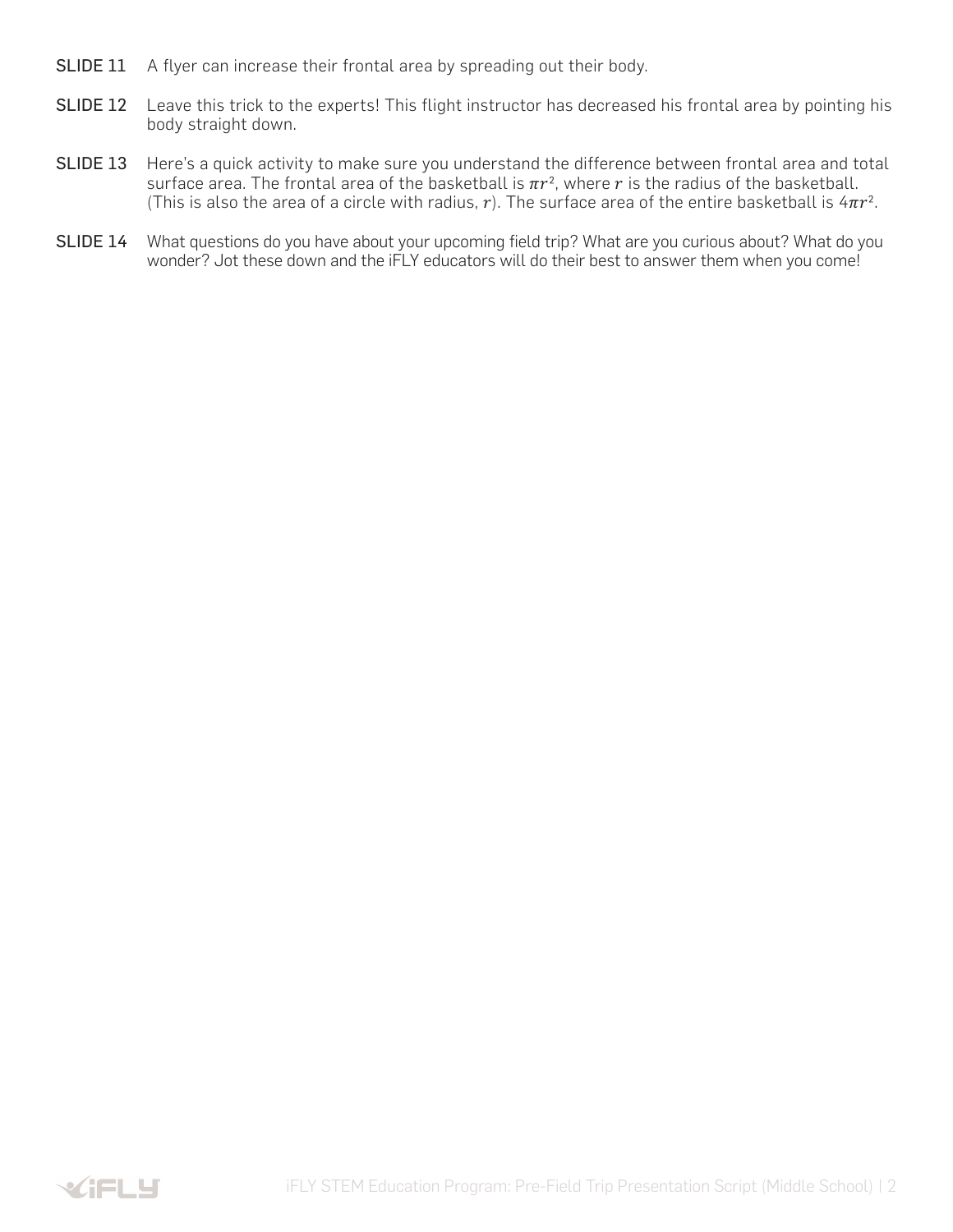**SLIDE 11** A flyer can increase their frontal area by spreading out their body.

**SLIDE 12** Leave this trick to the experts! This flight instructor has decreased his frontal area by pointing his body straight down.

**SLIDE 13** Here's a quick activity to make sure you understand the difference between frontal area and total surface area. The frontal area of the basketball is $\pi r^2$, where $r$ is the radius of the basketball. (This is also the area of a circle with radius, $r$). The surface area of the entire basketball is $4\pi r^2$.

**SLIDE 14** What questions do you have about your upcoming field trip? What are you curious about? What do you wonder? Jot these down and the iFLY educators will do their best to answer them when you come!